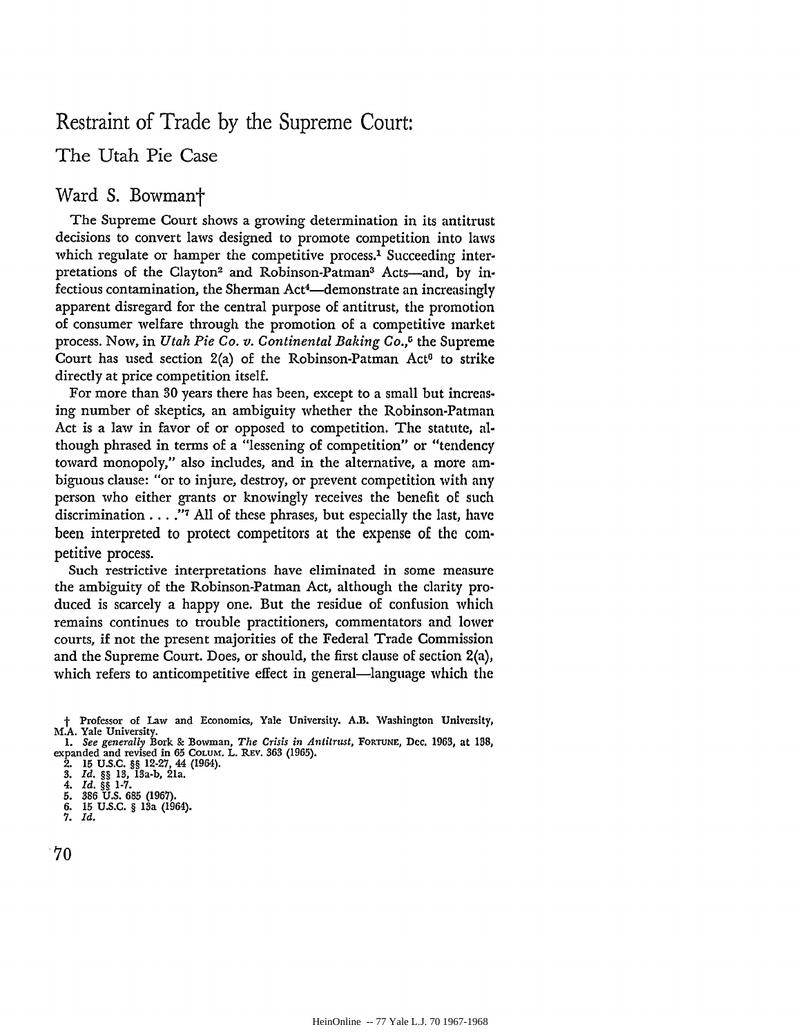# Restraint of Trade by the Supreme Court:

## The Utah Pie Case

### Ward S. Bowman†

The Supreme Court shows a growing determination in its antitrust decisions to convert laws designed to promote competition into laws which regulate or hamper the competitive process.[1] Succeeding interpretations of the Clayton[2] and Robinson-Patman[3] Acts—and, by infectious contamination, the Sherman Act[4]—demonstrate an increasingly apparent disregard for the central purpose of antitrust, the promotion of consumer welfare through the promotion of a competitive market process. Now, in *Utah Pie Co. v. Continental Baking Co.*,[5] the Supreme Court has used section 2(a) of the Robinson-Patman Act[6] to strike directly at price competition itself.

For more than 30 years there has been, except to a small but increasing number of skeptics, an ambiguity whether the Robinson-Patman Act is a law in favor of or opposed to competition. The statute, although phrased in terms of a "lessening of competition" or "tendency toward monopoly," also includes, and in the alternative, a more ambiguous clause: "or to injure, destroy, or prevent competition with any person who either grants or knowingly receives the benefit of such discrimination . . . ."[7] All of these phrases, but especially the last, have been interpreted to protect competitors at the expense of the competitive process.

Such restrictive interpretations have eliminated in some measure the ambiguity of the Robinson-Patman Act, although the clarity produced is scarcely a happy one. But the residue of confusion which remains continues to trouble practitioners, commentators and lower courts, if not the present majorities of the Federal Trade Commission and the Supreme Court. Does, or should, the first clause of section 2(a), which refers to anticompetitive effect in general—language which the

---

† Professor of Law and Economics, Yale University. A.B. Washington University, M.A. Yale University.

1. *See generally* Bork & Bowman, *The Crisis in Antitrust*, FORTUNE, Dec. 1963, at 138, expanded and revised in 65 COLUM. L. REV. 363 (1965).
2. 15 U.S.C. §§ 12-27, 44 (1964).
3. *Id.* §§ 13, 13a-b, 21a.
4. *Id.* §§ 1-7.
5. 386 U.S. 685 (1967).
6. 15 U.S.C. § 13a (1964).
7. *Id.*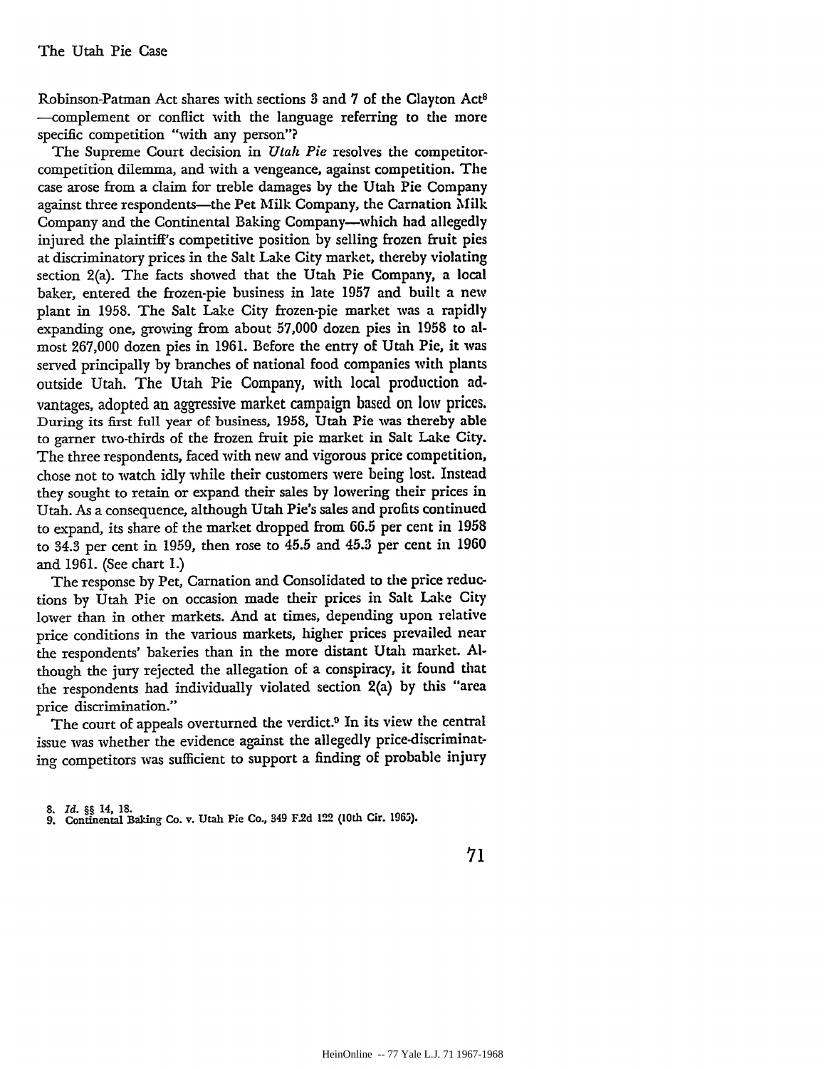Robinson-Patman Act shares with sections 3 and 7 of the Clayton Act[8] —complement or conflict with the language referring to the more specific competition "with any person"?

The Supreme Court decision in *Utah Pie* resolves the competitor-competition dilemma, and with a vengeance, against competition. The case arose from a claim for treble damages by the Utah Pie Company against three respondents—the Pet Milk Company, the Carnation Milk Company and the Continental Baking Company—which had allegedly injured the plaintiff's competitive position by selling frozen fruit pies at discriminatory prices in the Salt Lake City market, thereby violating section 2(a). The facts showed that the Utah Pie Company, a local baker, entered the frozen-pie business in late 1957 and built a new plant in 1958. The Salt Lake City frozen-pie market was a rapidly expanding one, growing from about 57,000 dozen pies in 1958 to almost 267,000 dozen pies in 1961. Before the entry of Utah Pie, it was served principally by branches of national food companies with plants outside Utah. The Utah Pie Company, with local production advantages, adopted an aggressive market campaign based on low prices. During its first full year of business, 1958, Utah Pie was thereby able to garner two-thirds of the frozen fruit pie market in Salt Lake City. The three respondents, faced with new and vigorous price competition, chose not to watch idly while their customers were being lost. Instead they sought to retain or expand their sales by lowering their prices in Utah. As a consequence, although Utah Pie's sales and profits continued to expand, its share of the market dropped from 66.5 per cent in 1958 to 34.3 per cent in 1959, then rose to 45.5 and 45.3 per cent in 1960 and 1961. (See chart 1.)

The response by Pet, Carnation and Consolidated to the price reductions by Utah Pie on occasion made their prices in Salt Lake City lower than in other markets. And at times, depending upon relative price conditions in the various markets, higher prices prevailed near the respondents' bakeries than in the more distant Utah market. Although the jury rejected the allegation of a conspiracy, it found that the respondents had individually violated section 2(a) by this "area price discrimination."

The court of appeals overturned the verdict.[9] In its view the central issue was whether the evidence against the allegedly price-discriminating competitors was sufficient to support a finding of probable injury

8. *Id.* §§ 14, 18.
9. Continental Baking Co. v. Utah Pie Co., 349 F.2d 122 (10th Cir. 1965).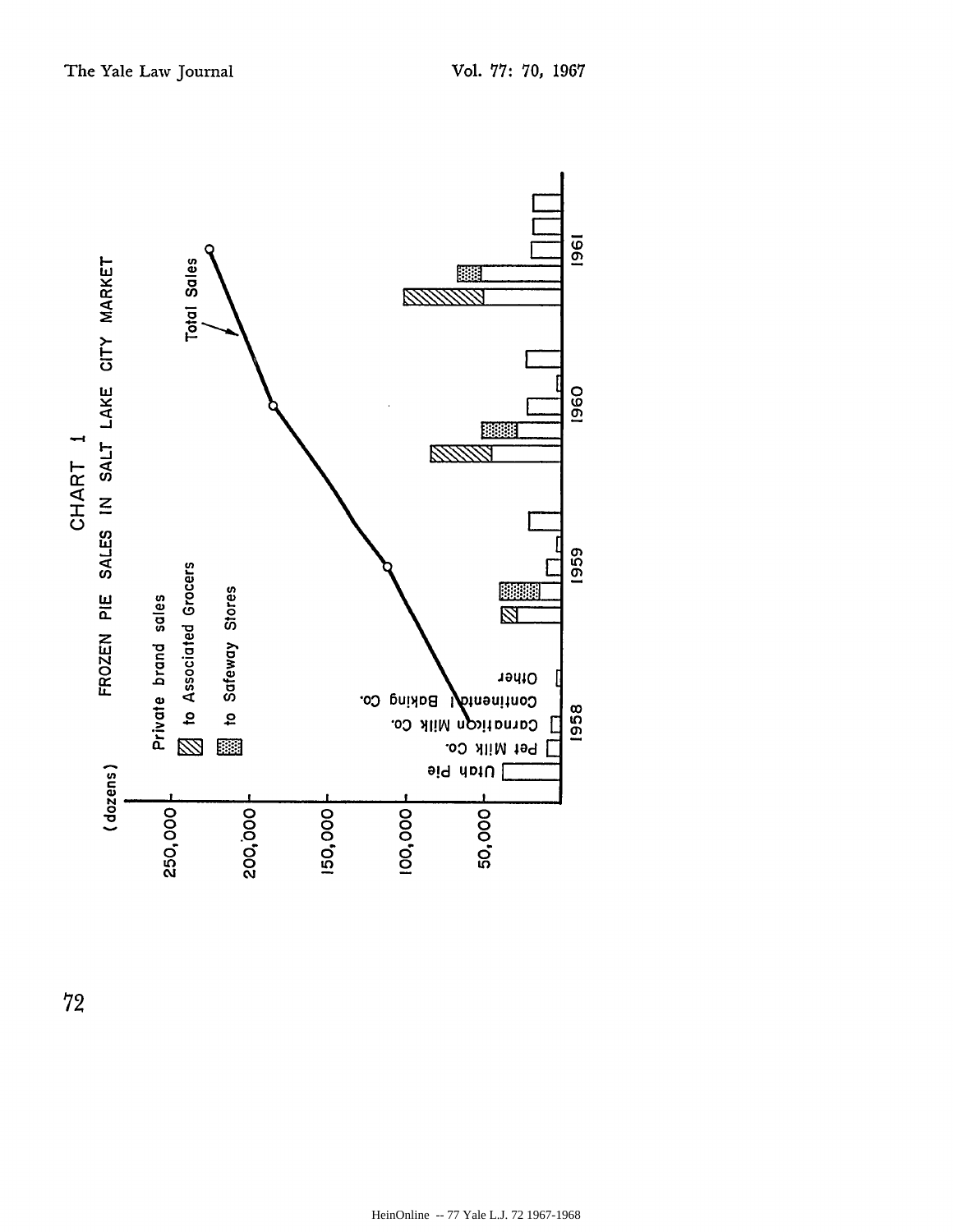CHART 1

FROZEN PIE SALES IN SALT LAKE CITY MARKET

(dozens)

250,000

200,000

150,000

100,000

50,000

Private brand sales

to Associated Grocers

to Safeway Stores

Total Sales

Utah Pie

Pet Milk Co.

Carnation Milk Co.

Continental Baking Co.

Other

1958

1959

1960

1961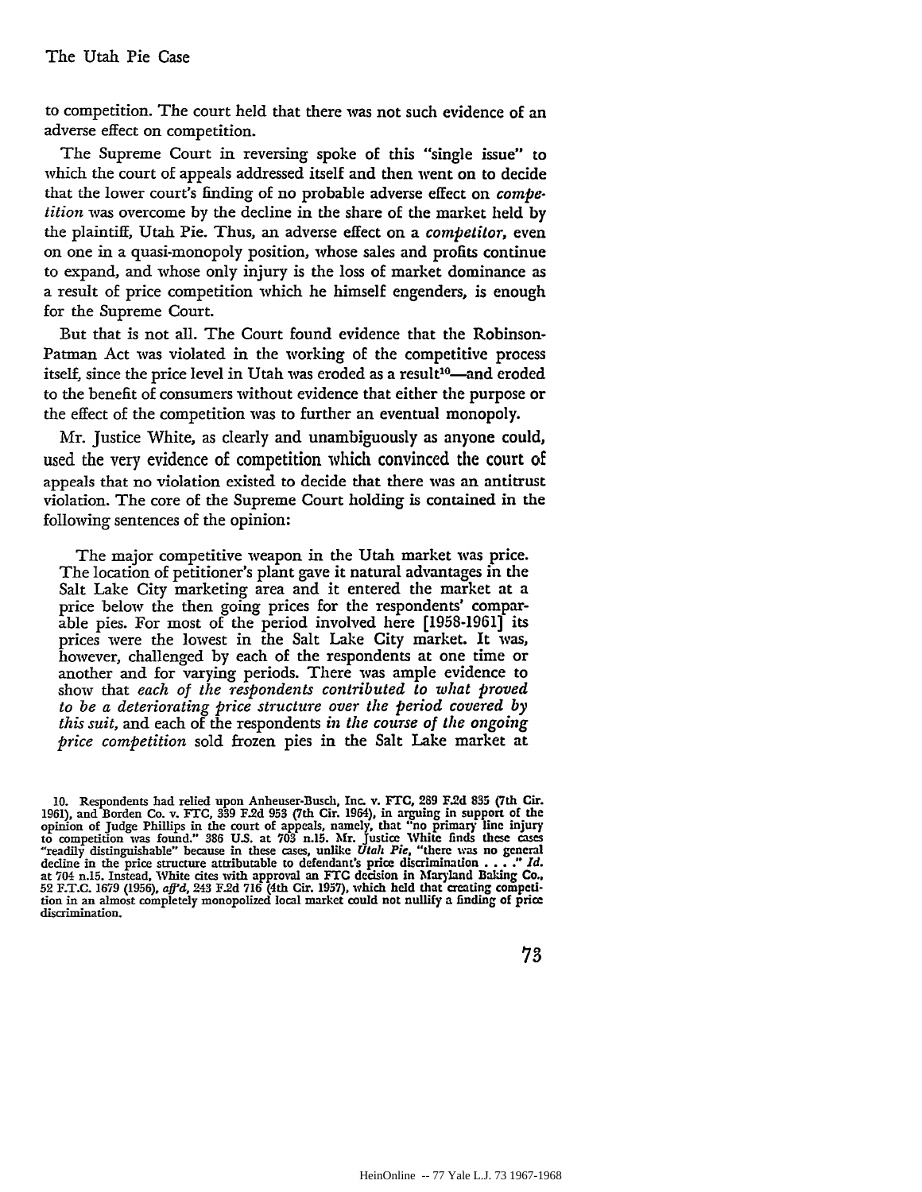to competition. The court held that there was not such evidence of an adverse effect on competition.

The Supreme Court in reversing spoke of this "single issue" to which the court of appeals addressed itself and then went on to decide that the lower court's finding of no probable adverse effect on *competition* was overcome by the decline in the share of the market held by the plaintiff, Utah Pie. Thus, an adverse effect on a *competitor*, even on one in a quasi-monopoly position, whose sales and profits continue to expand, and whose only injury is the loss of market dominance as a result of price competition which he himself engenders, is enough for the Supreme Court.

But that is not all. The Court found evidence that the Robinson-Patman Act was violated in the working of the competitive process itself, since the price level in Utah was eroded as a result[10]—and eroded to the benefit of consumers without evidence that either the purpose or the effect of the competition was to further an eventual monopoly.

Mr. Justice White, as clearly and unambiguously as anyone could, used the very evidence of competition which convinced the court of appeals that no violation existed to decide that there was an antitrust violation. The core of the Supreme Court holding is contained in the following sentences of the opinion:

> The major competitive weapon in the Utah market was price. The location of petitioner's plant gave it natural advantages in the Salt Lake City marketing area and it entered the market at a price below the then going prices for the respondents' comparable pies. For most of the period involved here [1958-1961] its prices were the lowest in the Salt Lake City market. It was, however, challenged by each of the respondents at one time or another and for varying periods. There was ample evidence to show that *each of the respondents contributed to what proved to be a deteriorating price structure over the period covered by this suit,* and each of the respondents *in the course of the ongoing price competition* sold frozen pies in the Salt Lake market at

10. Respondents had relied upon Anheuser-Busch, Inc. v. FTC, 289 F.2d 835 (7th Cir. 1961), and Borden Co. v. FTC, 339 F.2d 953 (7th Cir. 1964), in arguing in support of the opinion of Judge Phillips in the court of appeals, namely, that "no primary line injury to competition was found." 386 U.S. at 703 n.15. Mr. Justice White finds these cases "readily distinguishable" because in these cases, unlike *Utah Pie*, "there was no general decline in the price structure attributable to defendant's price discrimination . . . ." *Id.* at 704 n.15. Instead, White cites with approval an FTC decision in Maryland Baking Co., 52 F.T.C. 1679 (1956), *aff'd*, 243 F.2d 716 (4th Cir. 1957), which held that creating competition in an almost completely monopolized local market could not nullify a finding of price discrimination.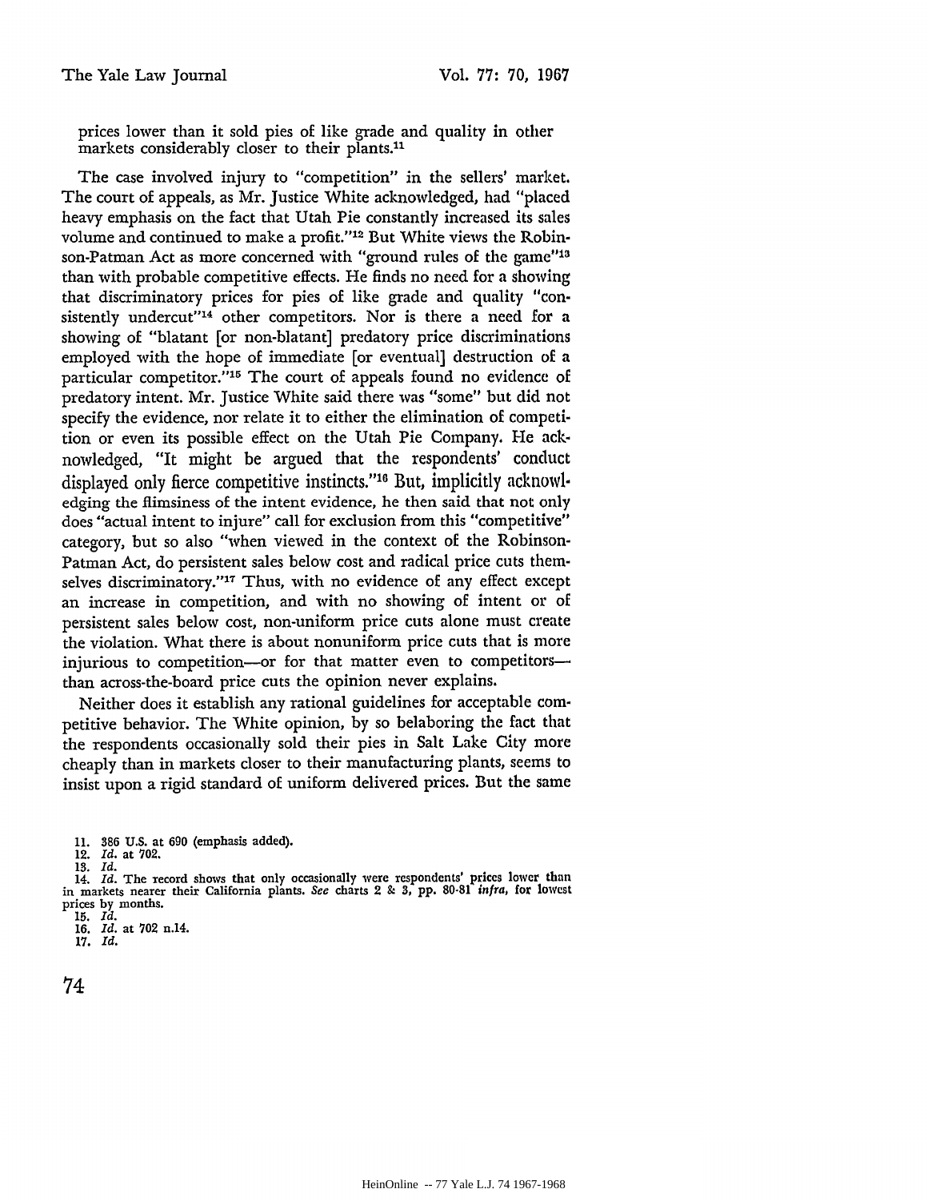prices lower than it sold pies of like grade and quality in other markets considerably closer to their plants.[11]

The case involved injury to "competition" in the sellers' market. The court of appeals, as Mr. Justice White acknowledged, had "placed heavy emphasis on the fact that Utah Pie constantly increased its sales volume and continued to make a profit."[12] But White views the Robinson-Patman Act as more concerned with "ground rules of the game"[13] than with probable competitive effects. He finds no need for a showing that discriminatory prices for pies of like grade and quality "consistently undercut"[14] other competitors. Nor is there a need for a showing of "blatant [or non-blatant] predatory price discriminations employed with the hope of immediate [or eventual] destruction of a particular competitor."[15] The court of appeals found no evidence of predatory intent. Mr. Justice White said there was "some" but did not specify the evidence, nor relate it to either the elimination of competition or even its possible effect on the Utah Pie Company. He acknowledged, "It might be argued that the respondents' conduct displayed only fierce competitive instincts."[16] But, implicitly acknowledging the flimsiness of the intent evidence, he then said that not only does "actual intent to injure" call for exclusion from this "competitive" category, but so also "when viewed in the context of the Robinson-Patman Act, do persistent sales below cost and radical price cuts themselves discriminatory."[17] Thus, with no evidence of any effect except an increase in competition, and with no showing of intent or of persistent sales below cost, non-uniform price cuts alone must create the violation. What there is about nonuniform price cuts that is more injurious to competition—or for that matter even to competitors—than across-the-board price cuts the opinion never explains.

Neither does it establish any rational guidelines for acceptable competitive behavior. The White opinion, by so belaboring the fact that the respondents occasionally sold their pies in Salt Lake City more cheaply than in markets closer to their manufacturing plants, seems to insist upon a rigid standard of uniform delivered prices. But the same

11. 386 U.S. at 690 (emphasis added).
12. *Id.* at 702.
13. *Id.*
14. *Id.* The record shows that only occasionally were respondents' prices lower than in markets nearer their California plants. *See* charts 2 & 3, pp. 80-81 *infra*, for lowest prices by months.
15. *Id.*
16. *Id.* at 702 n.14.
17. *Id.*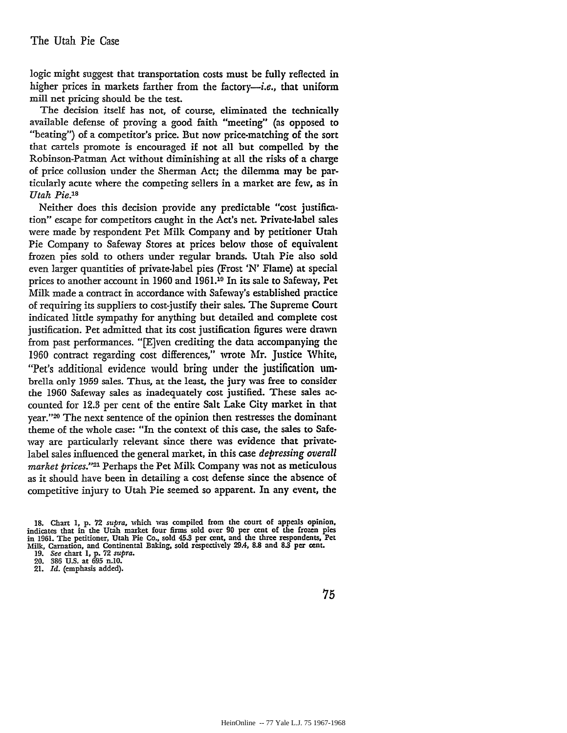logic might suggest that transportation costs must be fully reflected in higher prices in markets farther from the factory—*i.e.*, that uniform mill net pricing should be the test.

The decision itself has not, of course, eliminated the technically available defense of proving a good faith "meeting" (as opposed to "beating") of a competitor's price. But now price-matching of the sort that cartels promote is encouraged if not all but compelled by the Robinson-Patman Act without diminishing at all the risks of a charge of price collusion under the Sherman Act; the dilemma may be particularly acute where the competing sellers in a market are few, as in *Utah Pie*.[18]

Neither does this decision provide any predictable "cost justification" escape for competitors caught in the Act's net. Private-label sales were made by respondent Pet Milk Company and by petitioner Utah Pie Company to Safeway Stores at prices below those of equivalent frozen pies sold to others under regular brands. Utah Pie also sold even larger quantities of private-label pies (Frost 'N' Flame) at special prices to another account in 1960 and 1961.[19] In its sale to Safeway, Pet Milk made a contract in accordance with Safeway's established practice of requiring its suppliers to cost-justify their sales. The Supreme Court indicated little sympathy for anything but detailed and complete cost justification. Pet admitted that its cost justification figures were drawn from past performances. "[E]ven crediting the data accompanying the 1960 contract regarding cost differences," wrote Mr. Justice White, "Pet's additional evidence would bring under the justification umbrella only 1959 sales. Thus, at the least, the jury was free to consider the 1960 Safeway sales as inadequately cost justified. These sales accounted for 12.3 per cent of the entire Salt Lake City market in that year."[20] The next sentence of the opinion then restresses the dominant theme of the whole case: "In the context of this case, the sales to Safeway are particularly relevant since there was evidence that private-label sales influenced the general market, in this case *depressing overall market prices*."[21] Perhaps the Pet Milk Company was not as meticulous as it should have been in detailing a cost defense since the absence of competitive injury to Utah Pie seemed so apparent. In any event, the

18. Chart 1, p. 72 *supra*, which was compiled from the court of appeals opinion, indicates that in the Utah market four firms sold over 90 per cent of the frozen pies in 1961. The petitioner, Utah Pie Co., sold 45.3 per cent, and the three respondents, Pet Milk, Carnation, and Continental Baking, sold respectively 29.4, 8.8 and 8.3 per cent.

19. *See* chart 1, p. 72 *supra*.

20. 386 U.S. at 695 n.10.

21. *Id.* (emphasis added).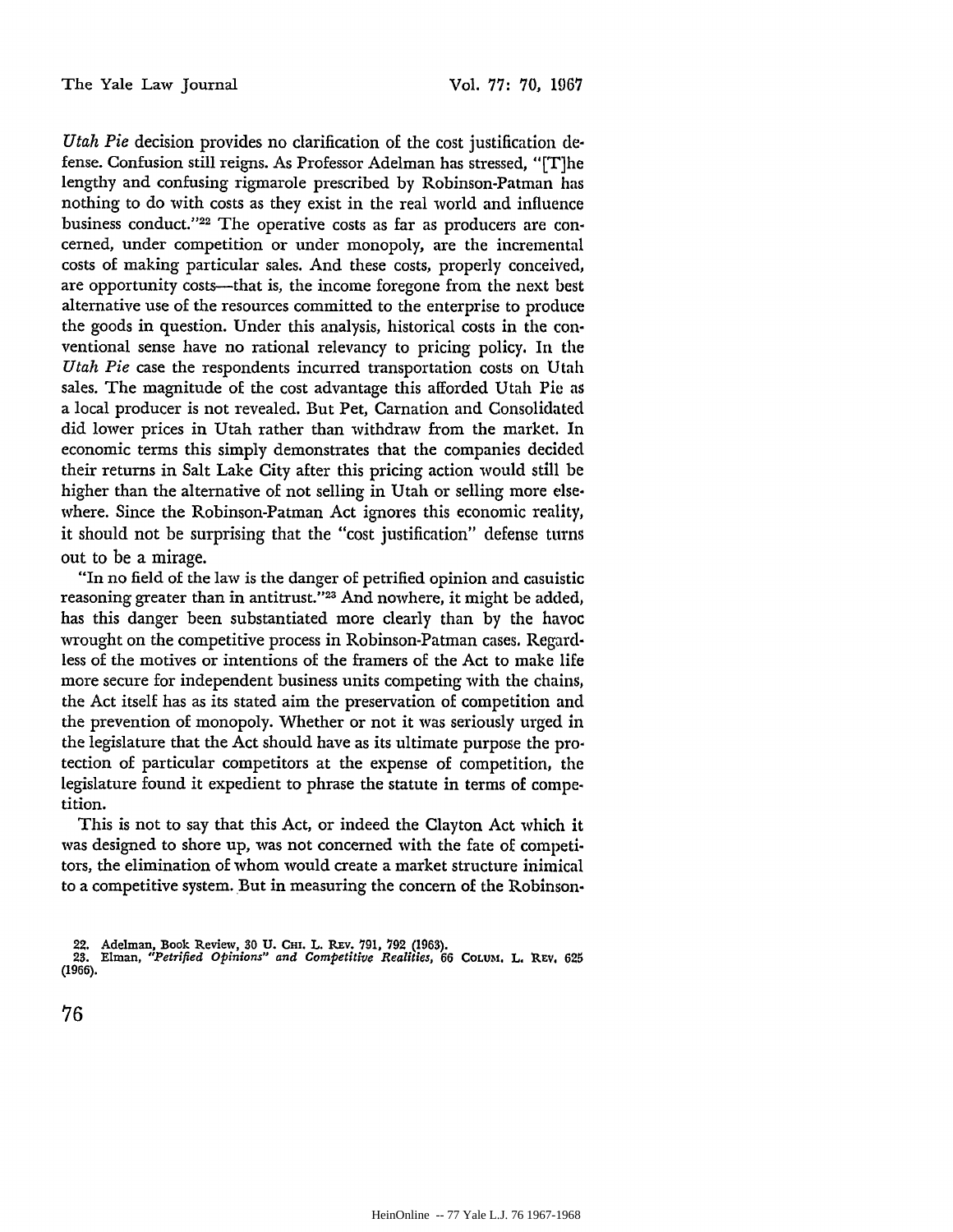*Utah Pie* decision provides no clarification of the cost justification defense. Confusion still reigns. As Professor Adelman has stressed, "[T]he lengthy and confusing rigmarole prescribed by Robinson-Patman has nothing to do with costs as they exist in the real world and influence business conduct."[22] The operative costs as far as producers are concerned, under competition or under monopoly, are the incremental costs of making particular sales. And these costs, properly conceived, are opportunity costs—that is, the income foregone from the next best alternative use of the resources committed to the enterprise to produce the goods in question. Under this analysis, historical costs in the conventional sense have no rational relevancy to pricing policy. In the *Utah Pie* case the respondents incurred transportation costs on Utah sales. The magnitude of the cost advantage this afforded Utah Pie as a local producer is not revealed. But Pet, Carnation and Consolidated did lower prices in Utah rather than withdraw from the market. In economic terms this simply demonstrates that the companies decided their returns in Salt Lake City after this pricing action would still be higher than the alternative of not selling in Utah or selling more elsewhere. Since the Robinson-Patman Act ignores this economic reality, it should not be surprising that the "cost justification" defense turns out to be a mirage.

"In no field of the law is the danger of petrified opinion and casuistic reasoning greater than in antitrust."[23] And nowhere, it might be added, has this danger been substantiated more clearly than by the havoc wrought on the competitive process in Robinson-Patman cases. Regardless of the motives or intentions of the framers of the Act to make life more secure for independent business units competing with the chains, the Act itself has as its stated aim the preservation of competition and the prevention of monopoly. Whether or not it was seriously urged in the legislature that the Act should have as its ultimate purpose the protection of particular competitors at the expense of competition, the legislature found it expedient to phrase the statute in terms of competition.

This is not to say that this Act, or indeed the Clayton Act which it was designed to shore up, was not concerned with the fate of competitors, the elimination of whom would create a market structure inimical to a competitive system. But in measuring the concern of the Robinson-

22. Adelman, Book Review, 30 U. Chi. L. Rev. 791, 792 (1963).

23. Elman, *"Petrified Opinions" and Competitive Realities*, 66 Colum. L. Rev. 625 (1966).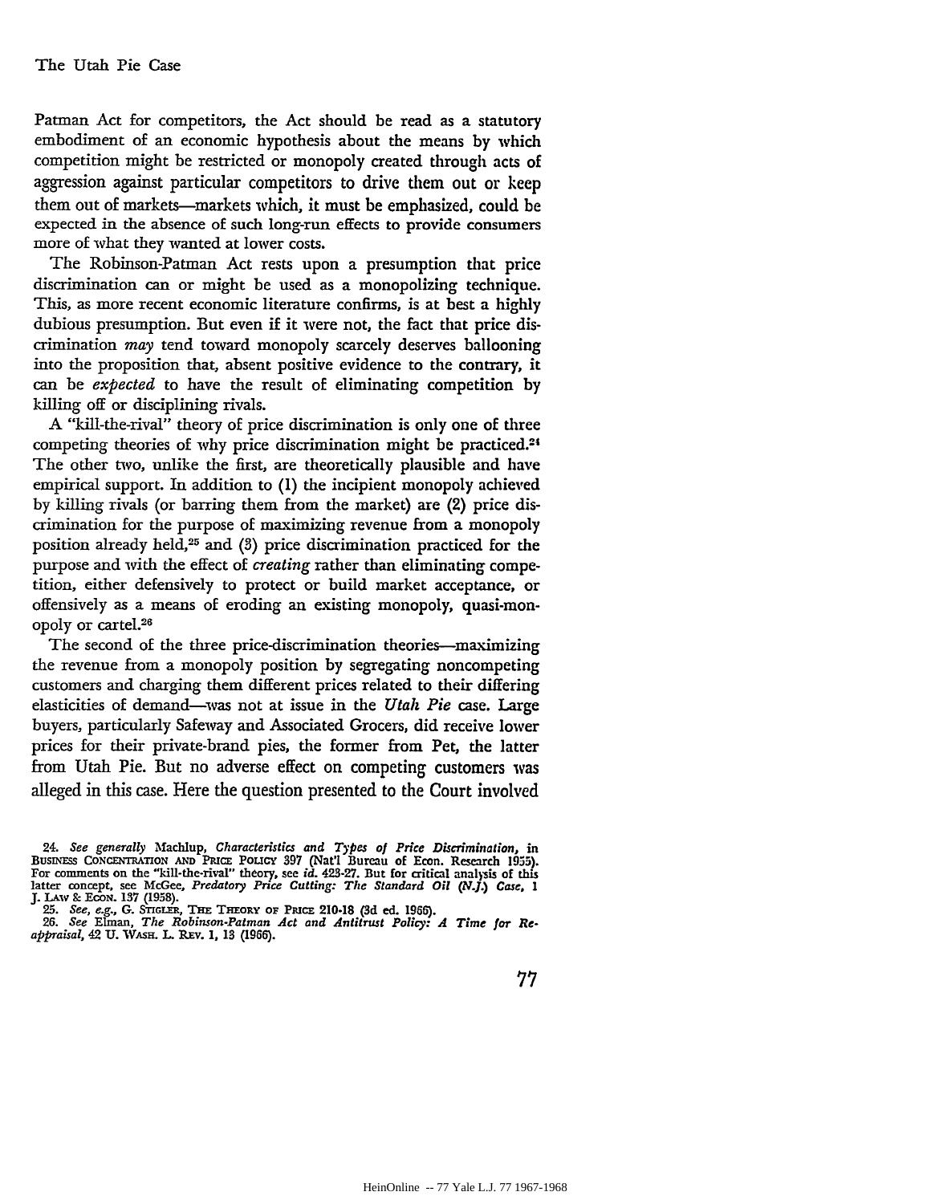Patman Act for competitors, the Act should be read as a statutory embodiment of an economic hypothesis about the means by which competition might be restricted or monopoly created through acts of aggression against particular competitors to drive them out or keep them out of markets—markets which, it must be emphasized, could be expected in the absence of such long-run effects to provide consumers more of what they wanted at lower costs.

The Robinson-Patman Act rests upon a presumption that price discrimination can or might be used as a monopolizing technique. This, as more recent economic literature confirms, is at best a highly dubious presumption. But even if it were not, the fact that price discrimination *may* tend toward monopoly scarcely deserves ballooning into the proposition that, absent positive evidence to the contrary, it can be *expected* to have the result of eliminating competition by killing off or disciplining rivals.

A "kill-the-rival" theory of price discrimination is only one of three competing theories of why price discrimination might be practiced.[24] The other two, unlike the first, are theoretically plausible and have empirical support. In addition to (1) the incipient monopoly achieved by killing rivals (or barring them from the market) are (2) price discrimination for the purpose of maximizing revenue from a monopoly position already held,[25] and (3) price discrimination practiced for the purpose and with the effect of *creating* rather than eliminating competition, either defensively to protect or build market acceptance, or offensively as a means of eroding an existing monopoly, quasi-monopoly or cartel.[26]

The second of the three price-discrimination theories—maximizing the revenue from a monopoly position by segregating noncompeting customers and charging them different prices related to their differing elasticities of demand—was not at issue in the *Utah Pie* case. Large buyers, particularly Safeway and Associated Grocers, did receive lower prices for their private-brand pies, the former from Pet, the latter from Utah Pie. But no adverse effect on competing customers was alleged in this case. Here the question presented to the Court involved

24. *See generally* Machlup, *Characteristics and Types of Price Discrimination*, in BUSINESS CONCENTRATION AND PRICE POLICY 397 (Nat'l Bureau of Econ. Research 1955). For comments on the "kill-the-rival" theory, see *id.* 423-27. But for critical analysis of this latter concept, see McGee, *Predatory Price Cutting: The Standard Oil (N.J.) Case*, 1 J. LAW & ECON. 137 (1958).

25. *See, e.g.*, G. STIGLER, THE THEORY OF PRICE 210-18 (3d ed. 1966).

26. *See* Elman, *The Robinson-Patman Act and Antitrust Policy: A Time for Reappraisal*, 42 U. WASH. L. REV. 1, 13 (1966).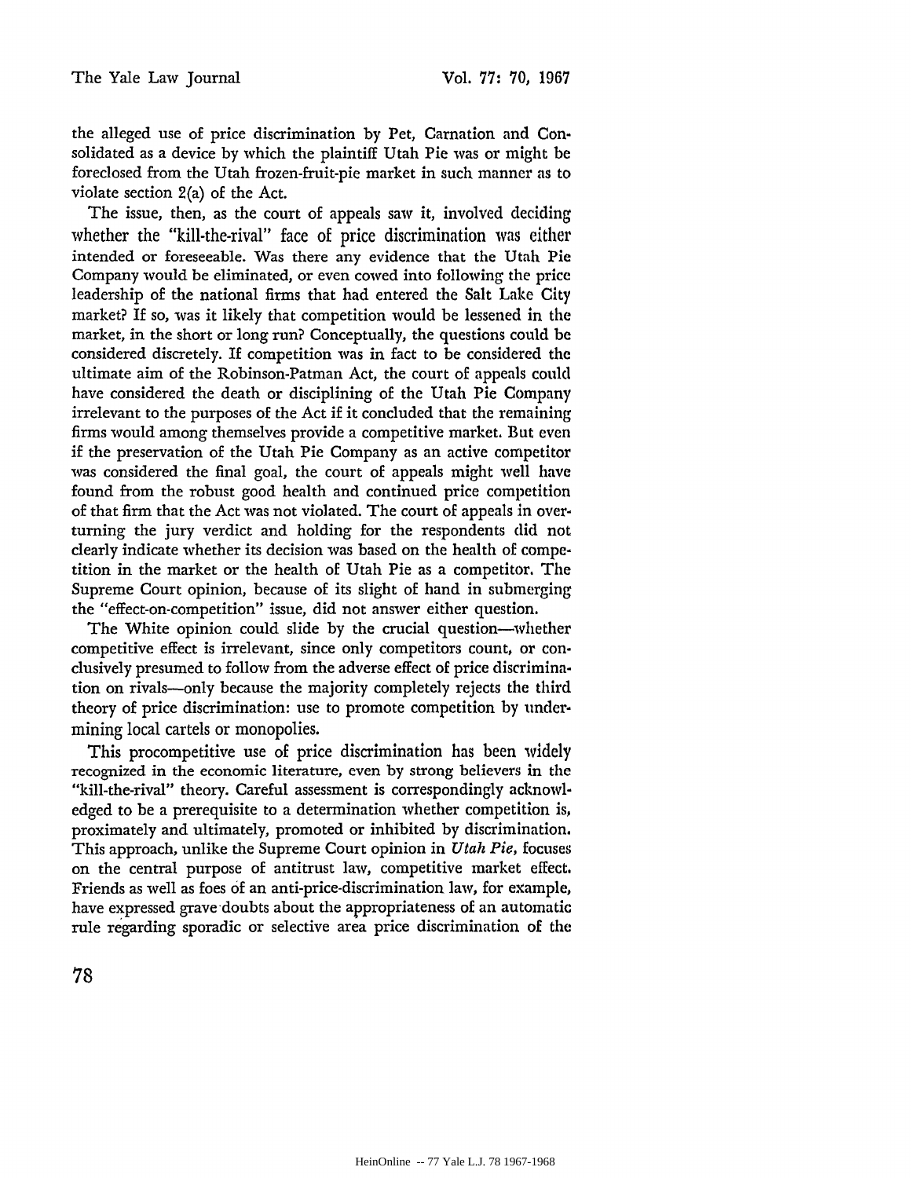the alleged use of price discrimination by Pet, Carnation and Consolidated as a device by which the plaintiff Utah Pie was or might be foreclosed from the Utah frozen-fruit-pie market in such manner as to violate section 2(a) of the Act.

The issue, then, as the court of appeals saw it, involved deciding whether the "kill-the-rival" face of price discrimination was either intended or foreseeable. Was there any evidence that the Utah Pie Company would be eliminated, or even cowed into following the price leadership of the national firms that had entered the Salt Lake City market? If so, was it likely that competition would be lessened in the market, in the short or long run? Conceptually, the questions could be considered discretely. If competition was in fact to be considered the ultimate aim of the Robinson-Patman Act, the court of appeals could have considered the death or disciplining of the Utah Pie Company irrelevant to the purposes of the Act if it concluded that the remaining firms would among themselves provide a competitive market. But even if the preservation of the Utah Pie Company as an active competitor was considered the final goal, the court of appeals might well have found from the robust good health and continued price competition of that firm that the Act was not violated. The court of appeals in overturning the jury verdict and holding for the respondents did not clearly indicate whether its decision was based on the health of competition in the market or the health of Utah Pie as a competitor. The Supreme Court opinion, because of its slight of hand in submerging the "effect-on-competition" issue, did not answer either question.

The White opinion could slide by the crucial question—whether competitive effect is irrelevant, since only competitors count, or conclusively presumed to follow from the adverse effect of price discrimination on rivals—only because the majority completely rejects the third theory of price discrimination: use to promote competition by undermining local cartels or monopolies.

This procompetitive use of price discrimination has been widely recognized in the economic literature, even by strong believers in the "kill-the-rival" theory. Careful assessment is correspondingly acknowledged to be a prerequisite to a determination whether competition is, proximately and ultimately, promoted or inhibited by discrimination. This approach, unlike the Supreme Court opinion in *Utah Pie*, focuses on the central purpose of antitrust law, competitive market effect. Friends as well as foes of an anti-price-discrimination law, for example, have expressed grave doubts about the appropriateness of an automatic rule regarding sporadic or selective area price discrimination of the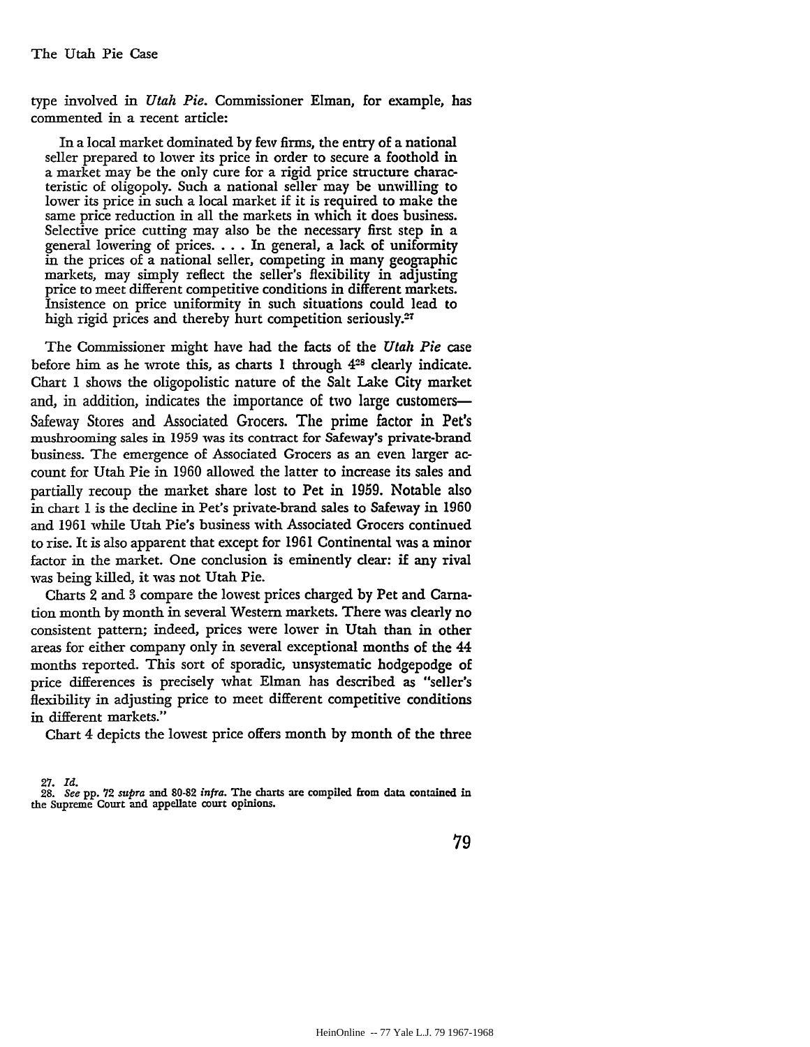type involved in *Utah Pie*. Commissioner Elman, for example, has commented in a recent article:

> In a local market dominated by few firms, the entry of a national seller prepared to lower its price in order to secure a foothold in a market may be the only cure for a rigid price structure characteristic of oligopoly. Such a national seller may be unwilling to lower its price in such a local market if it is required to make the same price reduction in all the markets in which it does business. Selective price cutting may also be the necessary first step in a general lowering of prices. . . . In general, a lack of uniformity in the prices of a national seller, competing in many geographic markets, may simply reflect the seller's flexibility in adjusting price to meet different competitive conditions in different markets. Insistence on price uniformity in such situations could lead to high rigid prices and thereby hurt competition seriously.[27]

The Commissioner might have had the facts of the *Utah Pie* case before him as he wrote this, as charts 1 through 4[28] clearly indicate. Chart 1 shows the oligopolistic nature of the Salt Lake City market and, in addition, indicates the importance of two large customers—Safeway Stores and Associated Grocers. The prime factor in Pet's mushrooming sales in 1959 was its contract for Safeway's private-brand business. The emergence of Associated Grocers as an even larger account for Utah Pie in 1960 allowed the latter to increase its sales and partially recoup the market share lost to Pet in 1959. Notable also in chart 1 is the decline in Pet's private-brand sales to Safeway in 1960 and 1961 while Utah Pie's business with Associated Grocers continued to rise. It is also apparent that except for 1961 Continental was a minor factor in the market. One conclusion is eminently clear: if any rival was being killed, it was not Utah Pie.

Charts 2 and 3 compare the lowest prices charged by Pet and Carnation month by month in several Western markets. There was clearly no consistent pattern; indeed, prices were lower in Utah than in other areas for either company only in several exceptional months of the 44 months reported. This sort of sporadic, unsystematic hodgepodge of price differences is precisely what Elman has described as "seller's flexibility in adjusting price to meet different competitive conditions in different markets."

Chart 4 depicts the lowest price offers month by month of the three

27. *Id.*

28. *See* pp. 72 *supra* and 80-82 *infra*. The charts are compiled from data contained in the Supreme Court and appellate court opinions.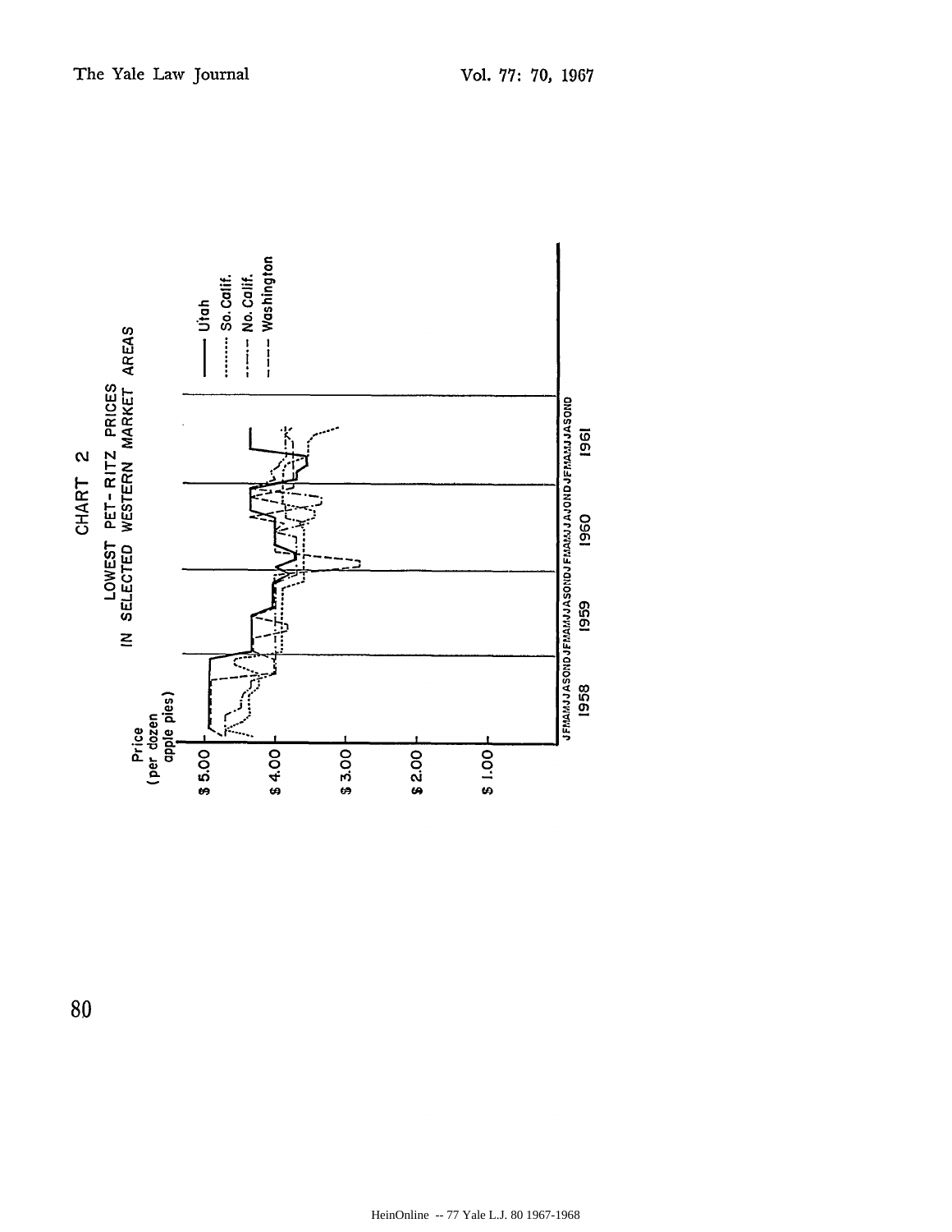CHART 2

LOWEST PET-RITZ PRICES
IN SELECTED WESTERN MARKET AREAS

Price (per dozen apple pies)

$ 5.00
$ 4.00
$ 3.00
$ 2.00
$ 1.00

JFMAMJJASOND JFMAMJJASOND JFMAMJJASOND JFMAMJJASOND

1958 1959 1960 1961

Utah
So. Calif.
No. Calif.
Washington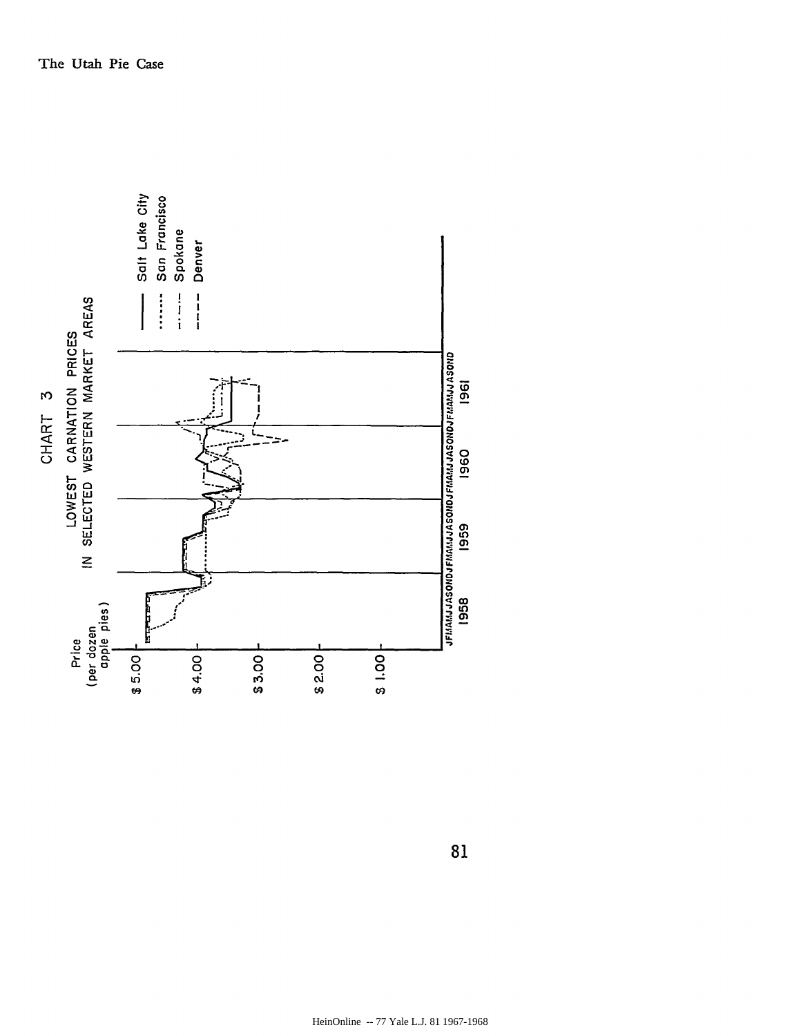CHART 3

LOWEST CARNATION PRICES IN SELECTED WESTERN MARKET AREAS

Price (per dozen apple pies)

$ 5.00

$ 4.00

$ 3.00

$ 2.00

$ 1.00

JFMAMJJASONDJFMAMJJASONDJFMAMJJASONDJFMAMJJASOND

1958 1959 1960 1961

——— Salt Lake City

······· San Francisco

-·-·- Spokane

- - - - Denver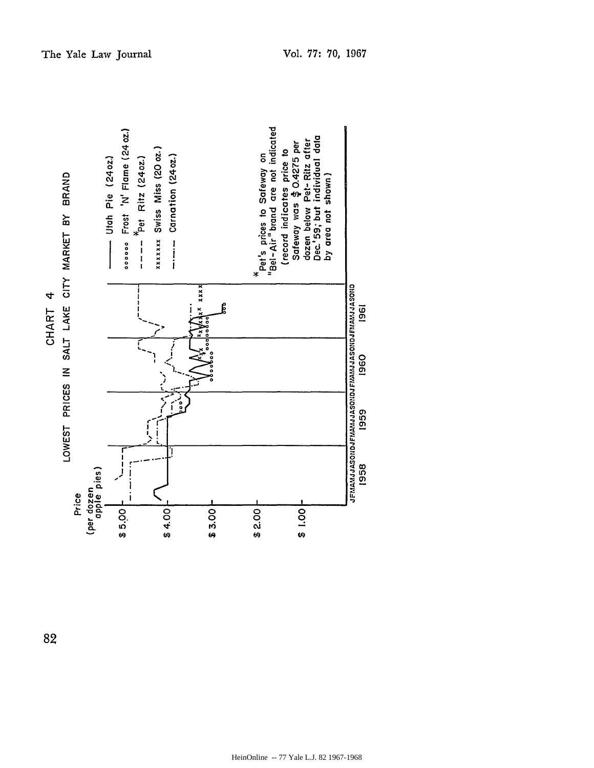## CHART 4

### LOWEST PRICES IN SALT LAKE CITY MARKET BY BRAND

Price (per dozen apple pies)

$ 5.00

$ 4.00

$ 3.00

$ 2.00

$ 1.00

JFMAMJJASONDJFMAMJJASONDJFMAMJJASONDJFMAMJJASOND

1958 1959 1960 1961

——— Utah Pie (24 oz.)

oooooo Frost 'N' Flame (24 oz.)

- - - - *Pet Ritz (24 oz.)

xxxxxx Swiss Miss (20 oz.)

—·—·— Carnation (24 oz.)

*Pet's prices to Safeway on "Bel-Air" brand are not indicated (record indicates price to Safeway was $ 0.4275 per dozen below Pet-Ritz after Dec. '59; but individual data by area not shown)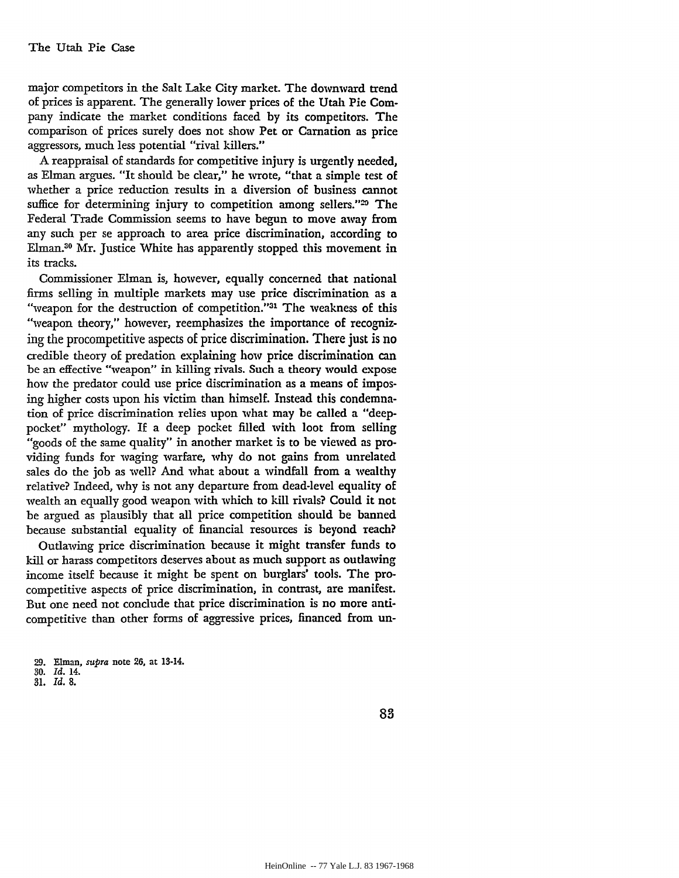major competitors in the Salt Lake City market. The downward trend of prices is apparent. The generally lower prices of the Utah Pie Company indicate the market conditions faced by its competitors. The comparison of prices surely does not show Pet or Carnation as price aggressors, much less potential "rival killers."

A reappraisal of standards for competitive injury is urgently needed, as Elman argues. "It should be clear," he wrote, "that a simple test of whether a price reduction results in a diversion of business cannot suffice for determining injury to competition among sellers."[29] The Federal Trade Commission seems to have begun to move away from any such per se approach to area price discrimination, according to Elman.[30] Mr. Justice White has apparently stopped this movement in its tracks.

Commissioner Elman is, however, equally concerned that national firms selling in multiple markets may use price discrimination as a "weapon for the destruction of competition."[31] The weakness of this "weapon theory," however, reemphasizes the importance of recognizing the procompetitive aspects of price discrimination. There just is no credible theory of predation explaining how price discrimination can be an effective "weapon" in killing rivals. Such a theory would expose how the predator could use price discrimination as a means of imposing higher costs upon his victim than himself. Instead this condemnation of price discrimination relies upon what may be called a "deep-pocket" mythology. If a deep pocket filled with loot from selling "goods of the same quality" in another market is to be viewed as providing funds for waging warfare, why do not gains from unrelated sales do the job as well? And what about a windfall from a wealthy relative? Indeed, why is not any departure from dead-level equality of wealth an equally good weapon with which to kill rivals? Could it not be argued as plausibly that all price competition should be banned because substantial equality of financial resources is beyond reach?

Outlawing price discrimination because it might transfer funds to kill or harass competitors deserves about as much support as outlawing income itself because it might be spent on burglars' tools. The procompetitive aspects of price discrimination, in contrast, are manifest. But one need not conclude that price discrimination is no more anticompetitive than other forms of aggressive prices, financed from un-

29. Elman, *supra* note 26, at 13-14.
30. *Id.* 14.
31. *Id.* 8.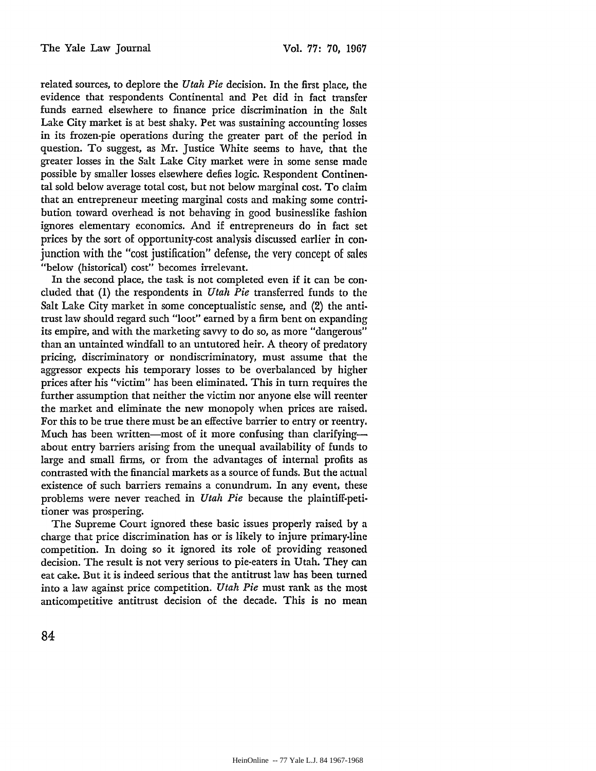related sources, to deplore the *Utah Pie* decision. In the first place, the evidence that respondents Continental and Pet did in fact transfer funds earned elsewhere to finance price discrimination in the Salt Lake City market is at best shaky. Pet was sustaining accounting losses in its frozen-pie operations during the greater part of the period in question. To suggest, as Mr. Justice White seems to have, that the greater losses in the Salt Lake City market were in some sense made possible by smaller losses elsewhere defies logic. Respondent Continental sold below average total cost, but not below marginal cost. To claim that an entrepreneur meeting marginal costs and making some contribution toward overhead is not behaving in good businesslike fashion ignores elementary economics. And if entrepreneurs do in fact set prices by the sort of opportunity-cost analysis discussed earlier in conjunction with the "cost justification" defense, the very concept of sales "below (historical) cost" becomes irrelevant.

In the second place, the task is not completed even if it can be concluded that (1) the respondents in *Utah Pie* transferred funds to the Salt Lake City market in some conceptualistic sense, and (2) the antitrust law should regard such "loot" earned by a firm bent on expanding its empire, and with the marketing savvy to do so, as more "dangerous" than an untainted windfall to an untutored heir. A theory of predatory pricing, discriminatory or nondiscriminatory, must assume that the aggressor expects his temporary losses to be overbalanced by higher prices after his "victim" has been eliminated. This in turn requires the further assumption that neither the victim nor anyone else will reenter the market and eliminate the new monopoly when prices are raised. For this to be true there must be an effective barrier to entry or reentry. Much has been written—most of it more confusing than clarifying—about entry barriers arising from the unequal availability of funds to large and small firms, or from the advantages of internal profits as contrasted with the financial markets as a source of funds. But the actual existence of such barriers remains a conundrum. In any event, these problems were never reached in *Utah Pie* because the plaintiff-petitioner was prospering.

The Supreme Court ignored these basic issues properly raised by a charge that price discrimination has or is likely to injure primary-line competition. In doing so it ignored its role of providing reasoned decision. The result is not very serious to pie-eaters in Utah. They can eat cake. But it is indeed serious that the antitrust law has been turned into a law against price competition. *Utah Pie* must rank as the most anticompetitive antitrust decision of the decade. This is no mean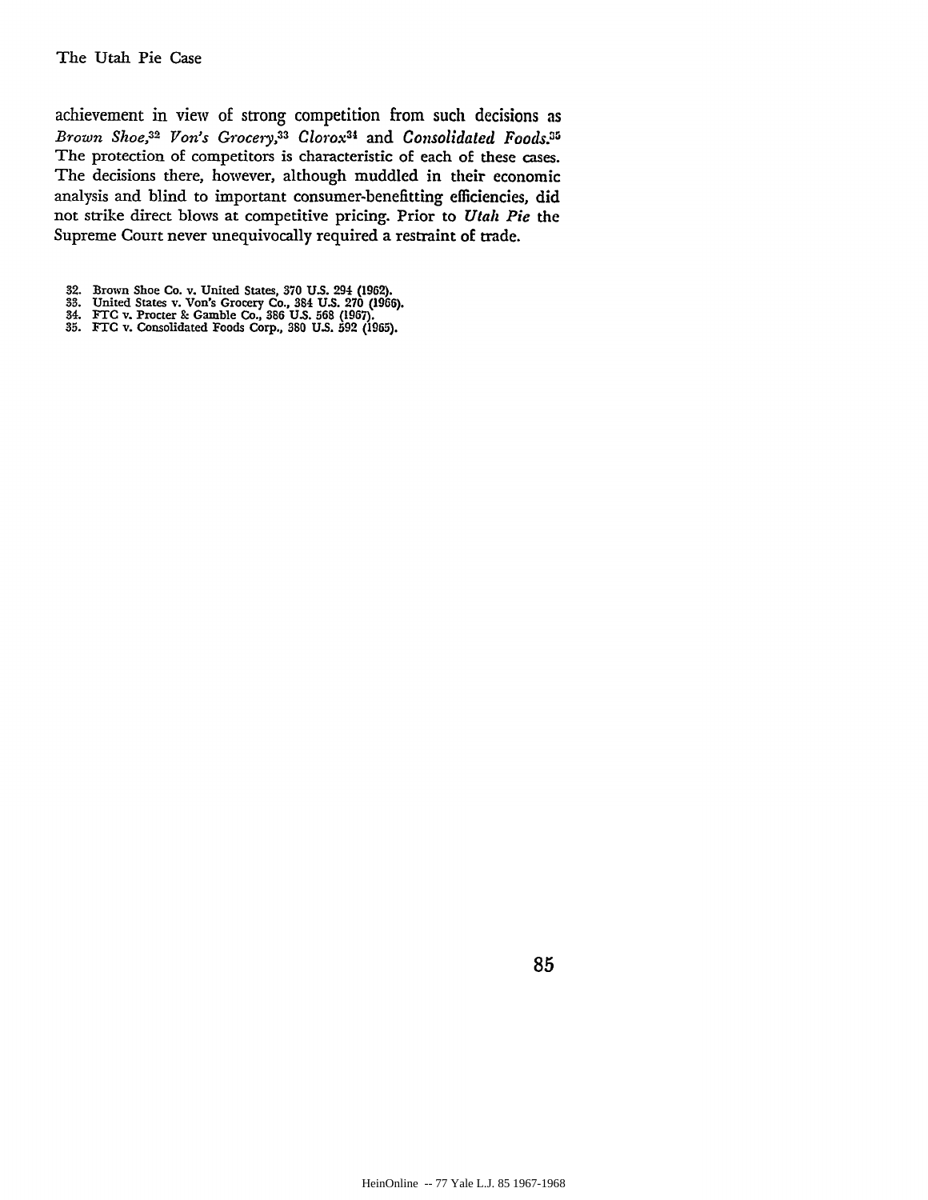achievement in view of strong competition from such decisions as *Brown Shoe*,[32] *Von's Grocery*,[33] *Clorox*[34] and *Consolidated Foods*.[35] The protection of competitors is characteristic of each of these cases. The decisions there, however, although muddled in their economic analysis and blind to important consumer-benefitting efficiencies, did not strike direct blows at competitive pricing. Prior to *Utah Pie* the Supreme Court never unequivocally required a restraint of trade.

32. Brown Shoe Co. v. United States, 370 U.S. 294 (1962).
33. United States v. Von's Grocery Co., 384 U.S. 270 (1966).
34. FTC v. Procter & Gamble Co., 386 U.S. 568 (1967).
35. FTC v. Consolidated Foods Corp., 380 U.S. 592 (1965).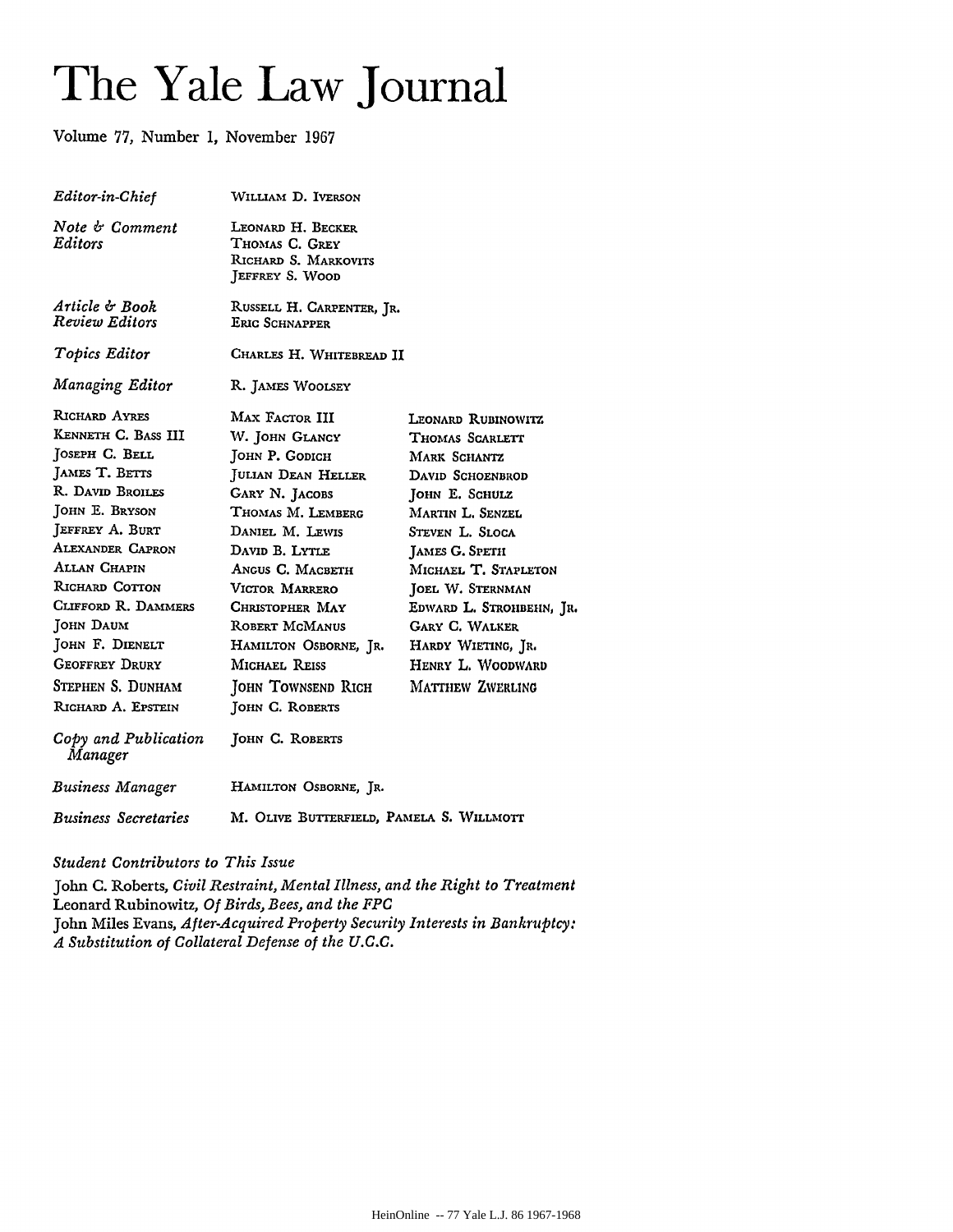# The Yale Law Journal

Volume 77, Number 1, November 1967

| | |
|---|---|
| *Editor-in-Chief* | WILLIAM D. IVERSON |
| *Note & Comment Editors* | LEONARD H. BECKER<br>THOMAS C. GREY<br>RICHARD S. MARKOVITS<br>JEFFREY S. WOOD |
| *Article & Book Review Editors* | RUSSELL H. CARPENTER, JR.<br>ERIC SCHNAPPER |
| *Topics Editor* | CHARLES H. WHITEBREAD II |
| *Managing Editor* | R. JAMES WOOLSEY |

| | | |
|---|---|---|
| RICHARD AYRES | MAX FACTOR III | LEONARD RUBINOWITZ |
| KENNETH C. BASS III | W. JOHN GLANCY | THOMAS SCARLETT |
| JOSEPH C. BELL | JOHN P. GODICH | MARK SCHANTZ |
| JAMES T. BETTS | JULIAN DEAN HELLER | DAVID SCHOENBROD |
| R. DAVID BROILES | GARY N. JACOBS | JOHN E. SCHULZ |
| JOHN E. BRYSON | THOMAS M. LEMBERG | MARTIN L. SENZEL |
| JEFFREY A. BURT | DANIEL M. LEWIS | STEVEN L. SLOCA |
| ALEXANDER CAPRON | DAVID B. LYTLE | JAMES G. SPETH |
| ALLAN CHAPIN | ANGUS C. MACBETH | MICHAEL T. STAPLETON |
| RICHARD COTTON | VICTOR MARRERO | JOEL W. STERNMAN |
| CLIFFORD R. DAMMERS | CHRISTOPHER MAY | EDWARD L. STROHBEHN, JR. |
| JOHN DAUM | ROBERT MCMANUS | GARY C. WALKER |
| JOHN F. DIENELT | HAMILTON OSBORNE, JR. | HARDY WIETING, JR. |
| GEOFFREY DRURY | MICHAEL REISS | HENRY L. WOODWARD |
| STEPHEN S. DUNHAM | JOHN TOWNSEND RICH | MATTHEW ZWERLING |
| RICHARD A. EPSTEIN | JOHN C. ROBERTS | |

| | |
|---|---|
| *Copy and Publication Manager* | JOHN C. ROBERTS |
| *Business Manager* | HAMILTON OSBORNE, JR. |
| *Business Secretaries* | M. OLIVE BUTTERFIELD, PAMELA S. WILLMOTT |

*Student Contributors to This Issue*

John C. Roberts, *Civil Restraint, Mental Illness, and the Right to Treatment*
Leonard Rubinowitz, *Of Birds, Bees, and the FPC*
John Miles Evans, *After-Acquired Property Security Interests in Bankruptcy: A Substitution of Collateral Defense of the U.C.C.*